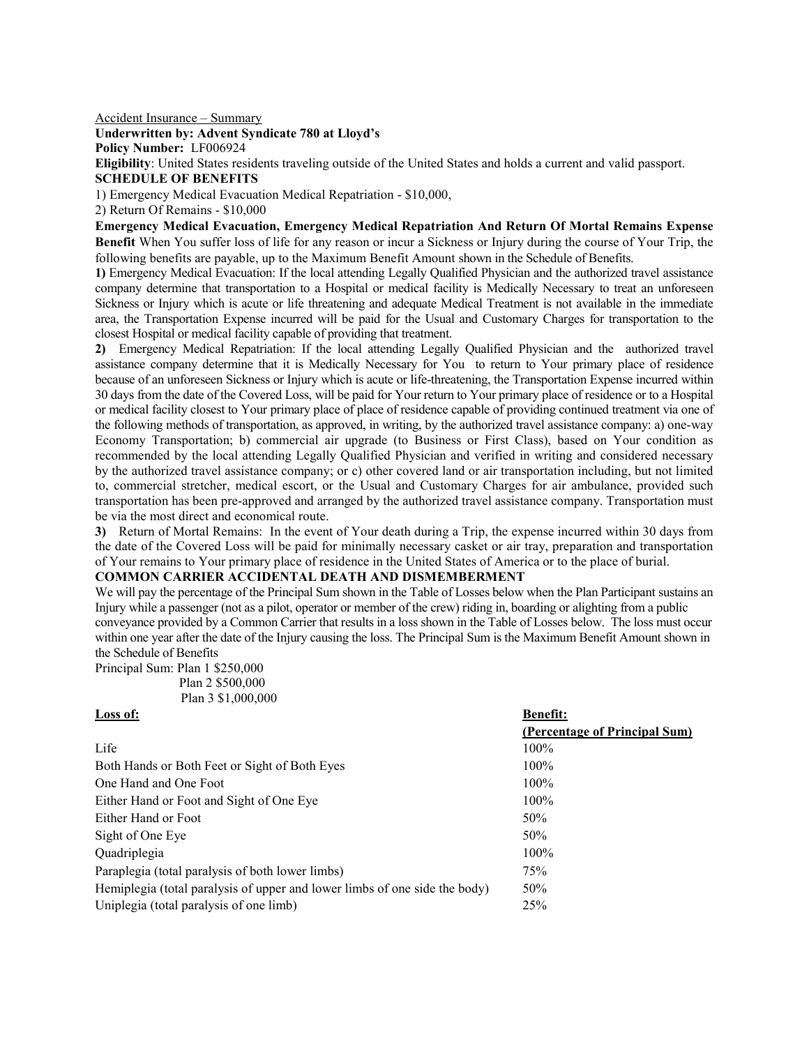Accident Insurance – Summary

**Underwritten by: Advent Syndicate 780 at Lloyd's**

**Policy Number:** LF006924

**Eligibility**: United States residents traveling outside of the United States and holds a current and valid passport.

**SCHEDULE OF BENEFITS**

1) Emergency Medical Evacuation Medical Repatriation - $10,000,

2) Return Of Remains - $10,000

**Emergency Medical Evacuation, Emergency Medical Repatriation And Return Of Mortal Remains Expense Benefit** When You suffer loss of life for any reason or incur a Sickness or Injury during the course of Your Trip, the following benefits are payable, up to the Maximum Benefit Amount shown in the Schedule of Benefits.

**1)** Emergency Medical Evacuation: If the local attending Legally Qualified Physician and the authorized travel assistance company determine that transportation to a Hospital or medical facility is Medically Necessary to treat an unforeseen Sickness or Injury which is acute or life threatening and adequate Medical Treatment is not available in the immediate area, the Transportation Expense incurred will be paid for the Usual and Customary Charges for transportation to the closest Hospital or medical facility capable of providing that treatment.

**2)** Emergency Medical Repatriation: If the local attending Legally Qualified Physician and the authorized travel assistance company determine that it is Medically Necessary for You to return to Your primary place of residence because of an unforeseen Sickness or Injury which is acute or life-threatening, the Transportation Expense incurred within 30 days from the date of the Covered Loss, will be paid for Your return to Your primary place of residence or to a Hospital or medical facility closest to Your primary place of place of residence capable of providing continued treatment via one of the following methods of transportation, as approved, in writing, by the authorized travel assistance company: a) one-way Economy Transportation; b) commercial air upgrade (to Business or First Class), based on Your condition as recommended by the local attending Legally Qualified Physician and verified in writing and considered necessary by the authorized travel assistance company; or c) other covered land or air transportation including, but not limited to, commercial stretcher, medical escort, or the Usual and Customary Charges for air ambulance, provided such transportation has been pre-approved and arranged by the authorized travel assistance company. Transportation must be via the most direct and economical route.

**3)** Return of Mortal Remains: In the event of Your death during a Trip, the expense incurred within 30 days from the date of the Covered Loss will be paid for minimally necessary casket or air tray, preparation and transportation of Your remains to Your primary place of residence in the United States of America or to the place of burial.

**COMMON CARRIER ACCIDENTAL DEATH AND DISMEMBERMENT**

We will pay the percentage of the Principal Sum shown in the Table of Losses below when the Plan Participant sustains an Injury while a passenger (not as a pilot, operator or member of the crew) riding in, boarding or alighting from a public conveyance provided by a Common Carrier that results in a loss shown in the Table of Losses below. The loss must occur within one year after the date of the Injury causing the loss. The Principal Sum is the Maximum Benefit Amount shown in the Schedule of Benefits

Principal Sum: Plan 1 $250,000
Plan 2 $500,000
Plan 3 $1,000,000

| Loss of: | Benefit: (Percentage of Principal Sum) |
| --- | --- |
| Life | 100% |
| Both Hands or Both Feet or Sight of Both Eyes | 100% |
| One Hand and One Foot | 100% |
| Either Hand or Foot and Sight of One Eye | 100% |
| Either Hand or Foot | 50% |
| Sight of One Eye | 50% |
| Quadriplegia | 100% |
| Paraplegia (total paralysis of both lower limbs) | 75% |
| Hemiplegia (total paralysis of upper and lower limbs of one side the body) | 50% |
| Uniplegia (total paralysis of one limb) | 25% |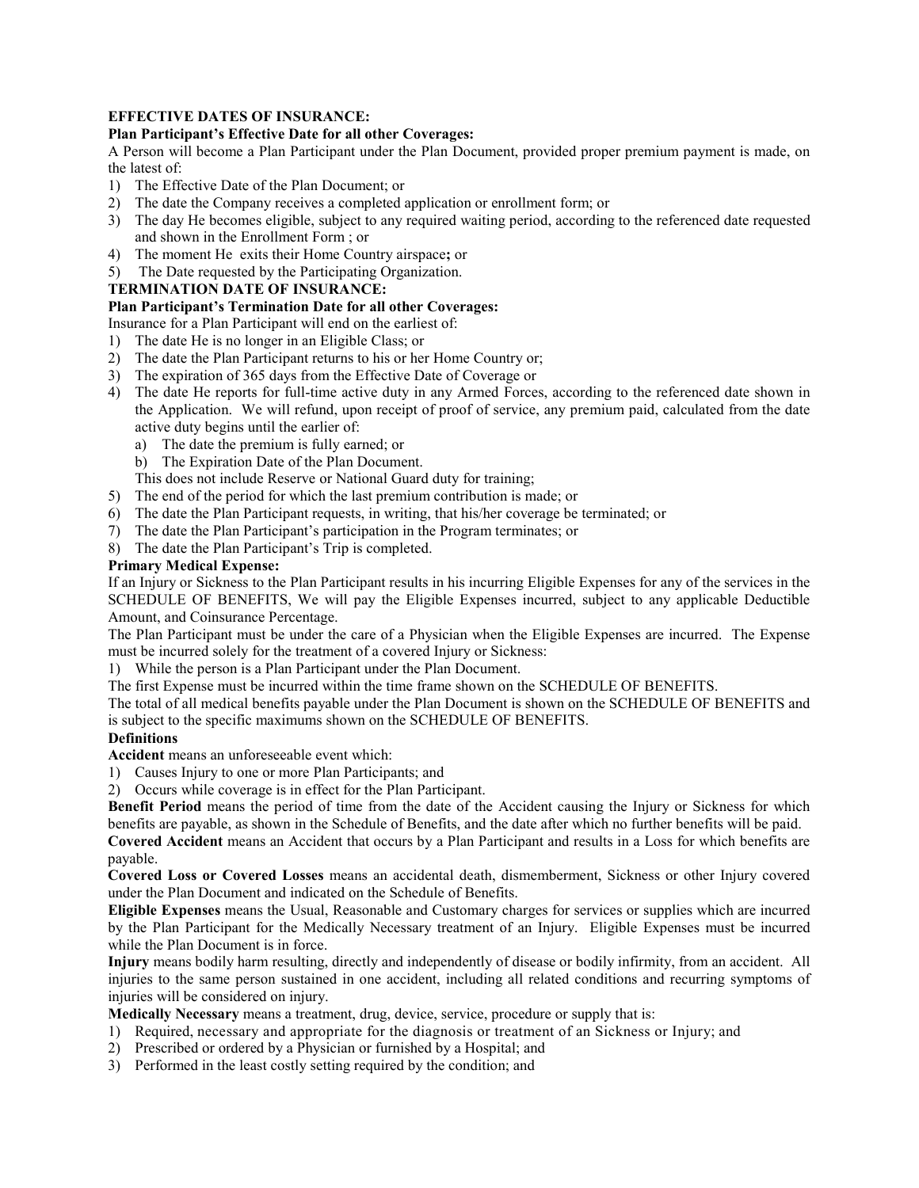**EFFECTIVE DATES OF INSURANCE:**

**Plan Participant's Effective Date for all other Coverages:**

A Person will become a Plan Participant under the Plan Document, provided proper premium payment is made, on the latest of:

1) The Effective Date of the Plan Document; or
2) The date the Company receives a completed application or enrollment form; or
3) The day He becomes eligible, subject to any required waiting period, according to the referenced date requested and shown in the Enrollment Form ; or
4) The moment He exits their Home Country airspace**;** or
5) The Date requested by the Participating Organization.

**TERMINATION DATE OF INSURANCE:**

**Plan Participant's Termination Date for all other Coverages:**

Insurance for a Plan Participant will end on the earliest of:

1) The date He is no longer in an Eligible Class; or
2) The date the Plan Participant returns to his or her Home Country or;
3) The expiration of 365 days from the Effective Date of Coverage or
4) The date He reports for full-time active duty in any Armed Forces, according to the referenced date shown in the Application. We will refund, upon receipt of proof of service, any premium paid, calculated from the date active duty begins until the earlier of:
   a) The date the premium is fully earned; or
   b) The Expiration Date of the Plan Document.

   This does not include Reserve or National Guard duty for training;
5) The end of the period for which the last premium contribution is made; or
6) The date the Plan Participant requests, in writing, that his/her coverage be terminated; or
7) The date the Plan Participant's participation in the Program terminates; or
8) The date the Plan Participant's Trip is completed.

**Primary Medical Expense:**

If an Injury or Sickness to the Plan Participant results in his incurring Eligible Expenses for any of the services in the SCHEDULE OF BENEFITS, We will pay the Eligible Expenses incurred, subject to any applicable Deductible Amount, and Coinsurance Percentage.

The Plan Participant must be under the care of a Physician when the Eligible Expenses are incurred. The Expense must be incurred solely for the treatment of a covered Injury or Sickness:

1) While the person is a Plan Participant under the Plan Document.

The first Expense must be incurred within the time frame shown on the SCHEDULE OF BENEFITS.

The total of all medical benefits payable under the Plan Document is shown on the SCHEDULE OF BENEFITS and is subject to the specific maximums shown on the SCHEDULE OF BENEFITS.

**Definitions**

**Accident** means an unforeseeable event which:

1) Causes Injury to one or more Plan Participants; and
2) Occurs while coverage is in effect for the Plan Participant.

**Benefit Period** means the period of time from the date of the Accident causing the Injury or Sickness for which benefits are payable, as shown in the Schedule of Benefits, and the date after which no further benefits will be paid.

**Covered Accident** means an Accident that occurs by a Plan Participant and results in a Loss for which benefits are payable.

**Covered Loss or Covered Losses** means an accidental death, dismemberment, Sickness or other Injury covered under the Plan Document and indicated on the Schedule of Benefits.

**Eligible Expenses** means the Usual, Reasonable and Customary charges for services or supplies which are incurred by the Plan Participant for the Medically Necessary treatment of an Injury. Eligible Expenses must be incurred while the Plan Document is in force.

**Injury** means bodily harm resulting, directly and independently of disease or bodily infirmity, from an accident. All injuries to the same person sustained in one accident, including all related conditions and recurring symptoms of injuries will be considered on injury.

**Medically Necessary** means a treatment, drug, device, service, procedure or supply that is:

1) Required, necessary and appropriate for the diagnosis or treatment of an Sickness or Injury; and
2) Prescribed or ordered by a Physician or furnished by a Hospital; and
3) Performed in the least costly setting required by the condition; and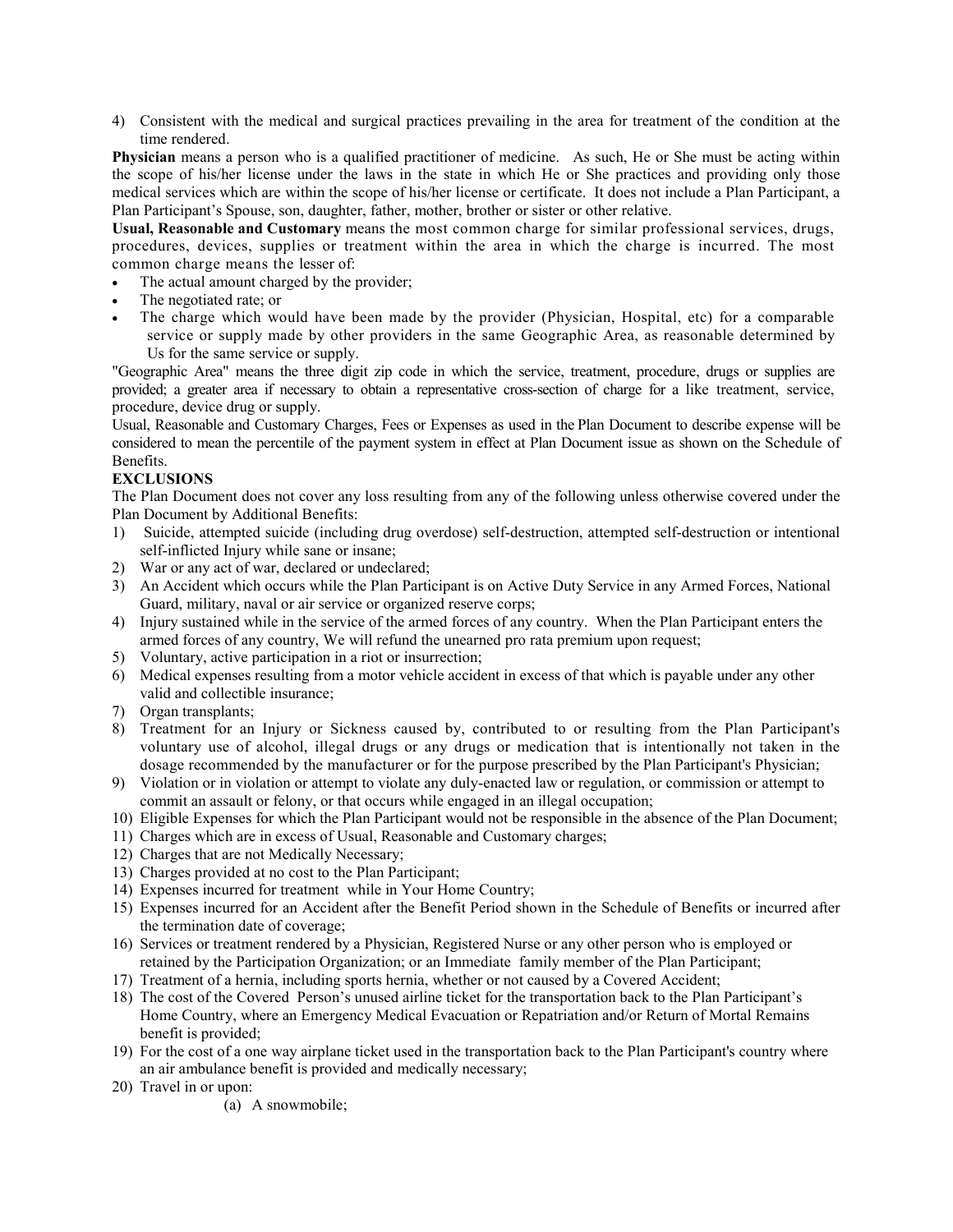4) Consistent with the medical and surgical practices prevailing in the area for treatment of the condition at the time rendered.

**Physician** means a person who is a qualified practitioner of medicine. As such, He or She must be acting within the scope of his/her license under the laws in the state in which He or She practices and providing only those medical services which are within the scope of his/her license or certificate. It does not include a Plan Participant, a Plan Participant's Spouse, son, daughter, father, mother, brother or sister or other relative.

**Usual, Reasonable and Customary** means the most common charge for similar professional services, drugs, procedures, devices, supplies or treatment within the area in which the charge is incurred. The most common charge means the lesser of:

- The actual amount charged by the provider;
- The negotiated rate; or
- The charge which would have been made by the provider (Physician, Hospital, etc) for a comparable service or supply made by other providers in the same Geographic Area, as reasonable determined by Us for the same service or supply.

"Geographic Area" means the three digit zip code in which the service, treatment, procedure, drugs or supplies are provided; a greater area if necessary to obtain a representative cross-section of charge for a like treatment, service, procedure, device drug or supply.

Usual, Reasonable and Customary Charges, Fees or Expenses as used in the Plan Document to describe expense will be considered to mean the percentile of the payment system in effect at Plan Document issue as shown on the Schedule of Benefits.

**EXCLUSIONS**

The Plan Document does not cover any loss resulting from any of the following unless otherwise covered under the Plan Document by Additional Benefits:

1) Suicide, attempted suicide (including drug overdose) self-destruction, attempted self-destruction or intentional self-inflicted Injury while sane or insane;
2) War or any act of war, declared or undeclared;
3) An Accident which occurs while the Plan Participant is on Active Duty Service in any Armed Forces, National Guard, military, naval or air service or organized reserve corps;
4) Injury sustained while in the service of the armed forces of any country. When the Plan Participant enters the armed forces of any country, We will refund the unearned pro rata premium upon request;
5) Voluntary, active participation in a riot or insurrection;
6) Medical expenses resulting from a motor vehicle accident in excess of that which is payable under any other valid and collectible insurance;
7) Organ transplants;
8) Treatment for an Injury or Sickness caused by, contributed to or resulting from the Plan Participant's voluntary use of alcohol, illegal drugs or any drugs or medication that is intentionally not taken in the dosage recommended by the manufacturer or for the purpose prescribed by the Plan Participant's Physician;
9) Violation or in violation or attempt to violate any duly-enacted law or regulation, or commission or attempt to commit an assault or felony, or that occurs while engaged in an illegal occupation;
10) Eligible Expenses for which the Plan Participant would not be responsible in the absence of the Plan Document;
11) Charges which are in excess of Usual, Reasonable and Customary charges;
12) Charges that are not Medically Necessary;
13) Charges provided at no cost to the Plan Participant;
14) Expenses incurred for treatment while in Your Home Country;
15) Expenses incurred for an Accident after the Benefit Period shown in the Schedule of Benefits or incurred after the termination date of coverage;
16) Services or treatment rendered by a Physician, Registered Nurse or any other person who is employed or retained by the Participation Organization; or an Immediate family member of the Plan Participant;
17) Treatment of a hernia, including sports hernia, whether or not caused by a Covered Accident;
18) The cost of the Covered Person's unused airline ticket for the transportation back to the Plan Participant's Home Country, where an Emergency Medical Evacuation or Repatriation and/or Return of Mortal Remains benefit is provided;
19) For the cost of a one way airplane ticket used in the transportation back to the Plan Participant's country where an air ambulance benefit is provided and medically necessary;
20) Travel in or upon:
    (a) A snowmobile;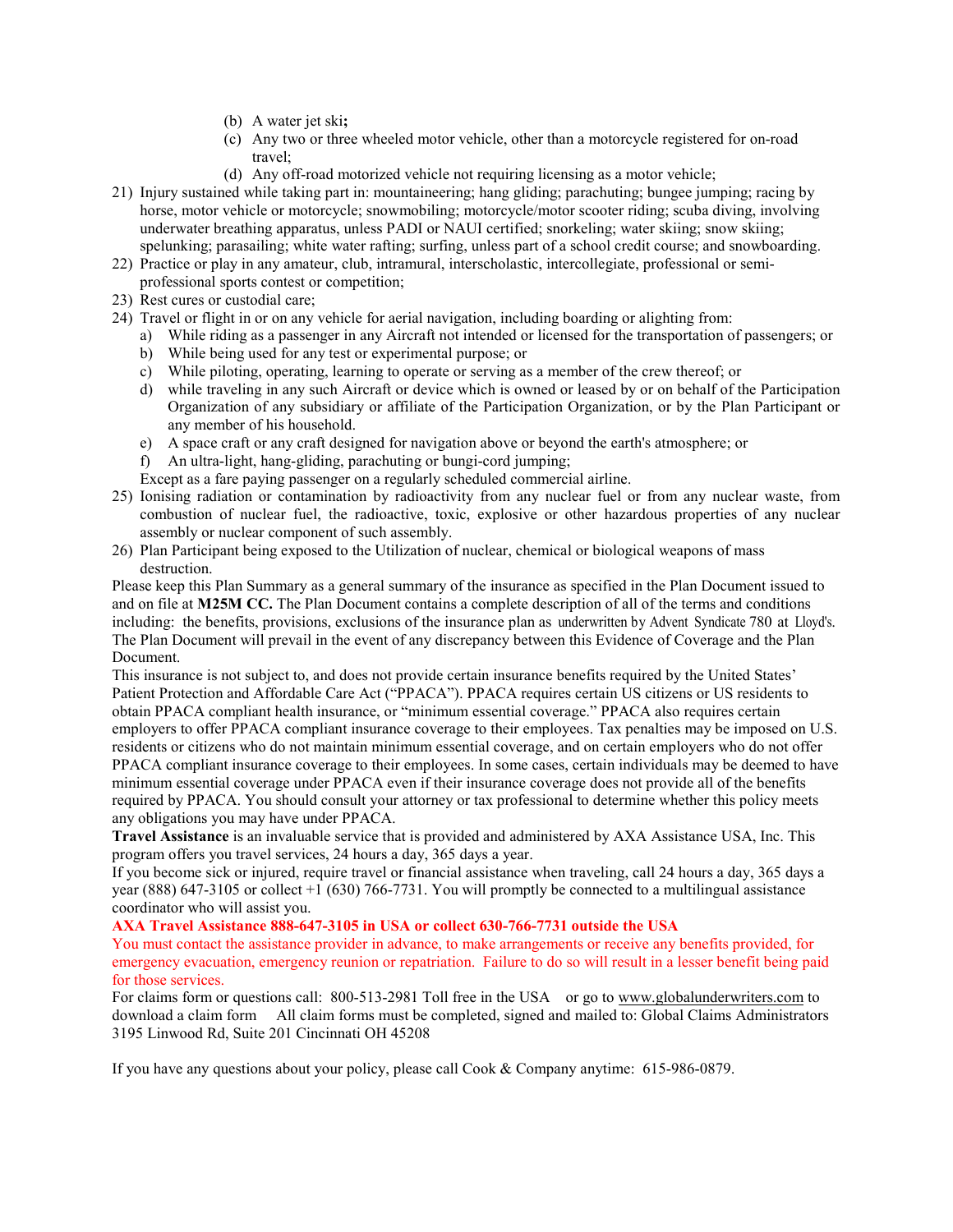(b) A water jet ski**;**
(c) Any two or three wheeled motor vehicle, other than a motorcycle registered for on-road travel;
(d) Any off-road motorized vehicle not requiring licensing as a motor vehicle;

21) Injury sustained while taking part in: mountaineering; hang gliding; parachuting; bungee jumping; racing by horse, motor vehicle or motorcycle; snowmobiling; motorcycle/motor scooter riding; scuba diving, involving underwater breathing apparatus, unless PADI or NAUI certified; snorkeling; water skiing; snow skiing; spelunking; parasailing; white water rafting; surfing, unless part of a school credit course; and snowboarding.
22) Practice or play in any amateur, club, intramural, interscholastic, intercollegiate, professional or semi-professional sports contest or competition;
23) Rest cures or custodial care;
24) Travel or flight in or on any vehicle for aerial navigation, including boarding or alighting from:
   a) While riding as a passenger in any Aircraft not intended or licensed for the transportation of passengers; or
   b) While being used for any test or experimental purpose; or
   c) While piloting, operating, learning to operate or serving as a member of the crew thereof; or
   d) while traveling in any such Aircraft or device which is owned or leased by or on behalf of the Participation Organization of any subsidiary or affiliate of the Participation Organization, or by the Plan Participant or any member of his household.
   e) A space craft or any craft designed for navigation above or beyond the earth's atmosphere; or
   f) An ultra-light, hang-gliding, parachuting or bungi-cord jumping;

   Except as a fare paying passenger on a regularly scheduled commercial airline.
25) Ionising radiation or contamination by radioactivity from any nuclear fuel or from any nuclear waste, from combustion of nuclear fuel, the radioactive, toxic, explosive or other hazardous properties of any nuclear assembly or nuclear component of such assembly.
26) Plan Participant being exposed to the Utilization of nuclear, chemical or biological weapons of mass destruction.

Please keep this Plan Summary as a general summary of the insurance as specified in the Plan Document issued to and on file at **M25M CC.** The Plan Document contains a complete description of all of the terms and conditions including: the benefits, provisions, exclusions of the insurance plan as underwritten by Advent Syndicate 780 at Lloyd's. The Plan Document will prevail in the event of any discrepancy between this Evidence of Coverage and the Plan Document.

This insurance is not subject to, and does not provide certain insurance benefits required by the United States' Patient Protection and Affordable Care Act ("PPACA"). PPACA requires certain US citizens or US residents to obtain PPACA compliant health insurance, or "minimum essential coverage." PPACA also requires certain employers to offer PPACA compliant insurance coverage to their employees. Tax penalties may be imposed on U.S. residents or citizens who do not maintain minimum essential coverage, and on certain employers who do not offer PPACA compliant insurance coverage to their employees. In some cases, certain individuals may be deemed to have minimum essential coverage under PPACA even if their insurance coverage does not provide all of the benefits required by PPACA. You should consult your attorney or tax professional to determine whether this policy meets any obligations you may have under PPACA.

**Travel Assistance** is an invaluable service that is provided and administered by AXA Assistance USA, Inc. This program offers you travel services, 24 hours a day, 365 days a year.

If you become sick or injured, require travel or financial assistance when traveling, call 24 hours a day, 365 days a year (888) 647-3105 or collect +1 (630) 766-7731. You will promptly be connected to a multilingual assistance coordinator who will assist you.

**AXA Travel Assistance 888-647-3105 in USA or collect 630-766-7731 outside the USA**

You must contact the assistance provider in advance, to make arrangements or receive any benefits provided, for emergency evacuation, emergency reunion or repatriation. Failure to do so will result in a lesser benefit being paid for those services.

For claims form or questions call: 800-513-2981 Toll free in the USA or go to www.globalunderwriters.com to download a claim form All claim forms must be completed, signed and mailed to: Global Claims Administrators 3195 Linwood Rd, Suite 201 Cincinnati OH 45208

If you have any questions about your policy, please call Cook & Company anytime: 615-986-0879.